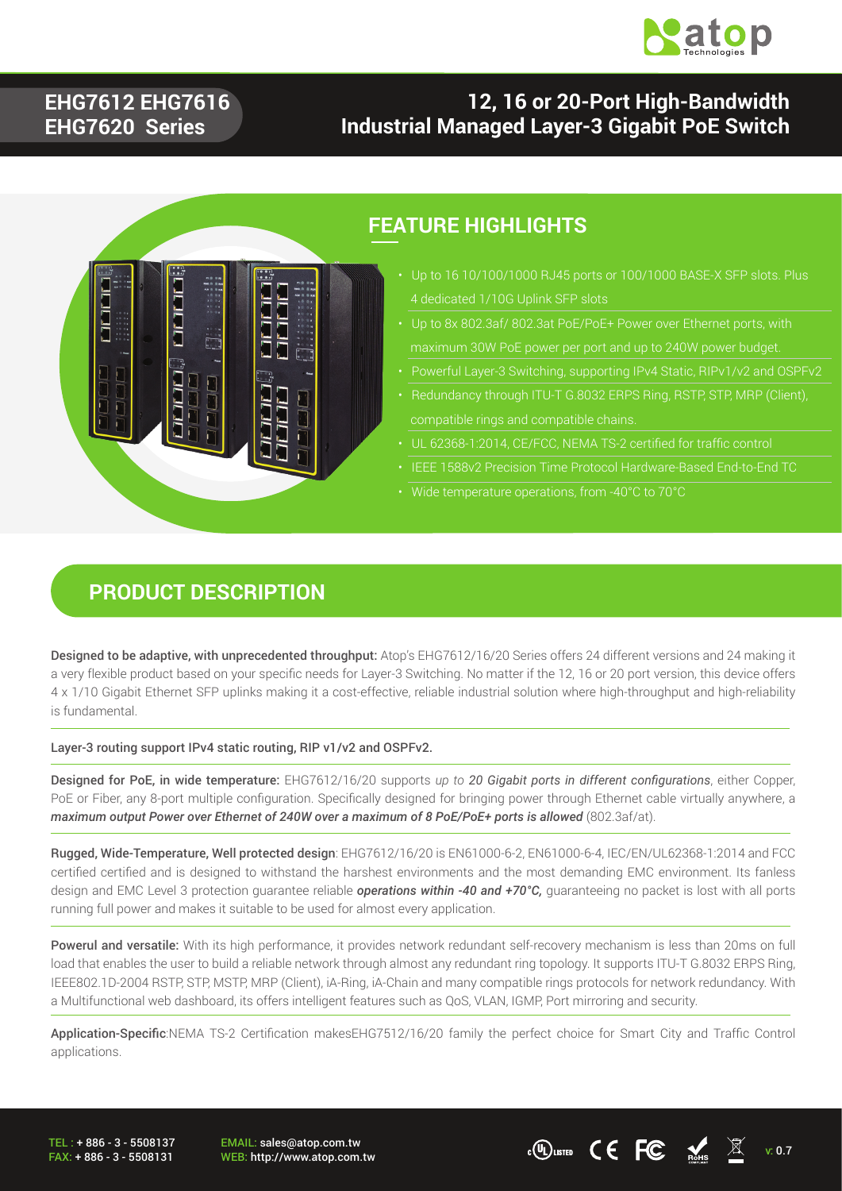# EHG7612 EHG7616 EHG7620 Series

# 12, 16 or 20-Port High-Bandwidth Industrial Managed Layer-3 Gigabit PoE Switch

## FEATURE HIGHLIGHTS

- Up to 16 10/100/1000 RJ45 ports or 100/1000 BASE-X SFP slots. Plus 4 dedicated 1/10G Uplink SFP slots
- Up to 8x 802.3af/ 802.3at PoE/PoE+ Power over Ethernet ports, with maximum 30W PoE power per port and up to 240W power budget.
- Powerful Layer-3 Switching, supporting IPv4 Static, RIPv1/v2 and OSPFv2
- Redundancy through ITU-T G.8032 ERPS Ring, RSTP, STP, MRP (Client), compatible rings and compatible chains.
- UL 62368-1:2014, CE/FCC, NEMA TS-2 certified for traffic control
- IEEE 1588v2 Precision Time Protocol Hardware-Based End-to-End TC
- Wide temperature operations, from -40°C to 70°C

## PRODUCT DESCRIPTION

**Designed to be adaptive, with unprecedented throughput:** Atop's EHG7612/16/20 Series offers 24 different versions and 24 making it a very flexible product based on your specific needs for Layer-3 Switching. No matter if the 12, 16 or 20 port version, this device offers 4 x 1/10 Gigabit Ethernet SFP uplinks making it a cost-effective, reliable industrial solution where high-throughput and high-reliability is fundamental.

Layer-3 routing support IPv4 static routing, RIP v1/v2 and OSPFv2.

**Designed for PoE, in wide temperature:** EHG7612/16/20 supports *up to* ***20 Gigabit ports in different configurations***, either Copper, PoE or Fiber, any 8-port multiple configuration. Specifically designed for bringing power through Ethernet cable virtually anywhere, a ***maximum output Power over Ethernet of 240W over a maximum of 8 PoE/PoE+ ports is allowed*** (802.3af/at).

**Rugged, Wide-Temperature, Well protected design**: EHG7612/16/20 is EN61000-6-2, EN61000-6-4, IEC/EN/UL62368-1:2014 and FCC certified certified and is designed to withstand the harshest environments and the most demanding EMC environment. Its fanless design and EMC Level 3 protection guarantee reliable ***operations within -40 and +70°C,*** guaranteeing no packet is lost with all ports running full power and makes it suitable to be used for almost every application.

**Powerul and versatile:** With its high performance, it provides network redundant self-recovery mechanism is less than 20ms on full load that enables the user to build a reliable network through almost any redundant ring topology. It supports ITU-T G.8032 ERPS Ring, IEEE802.1D-2004 RSTP, STP, MSTP, MRP (Client), iA-Ring, iA-Chain and many compatible rings protocols for network redundancy. With a Multifunctional web dashboard, its offers intelligent features such as QoS, VLAN, IGMP, Port mirroring and security.

**Application-Specific**:NEMA TS-2 Certification makesEHG7512/16/20 family the perfect choice for Smart City and Traffic Control applications.

TEL : + 886 - 3 - 5508137
FAX: + 886 - 3 - 5508131

EMAIL: sales@atop.com.tw
WEB: http://www.atop.com.tw

v: 0.7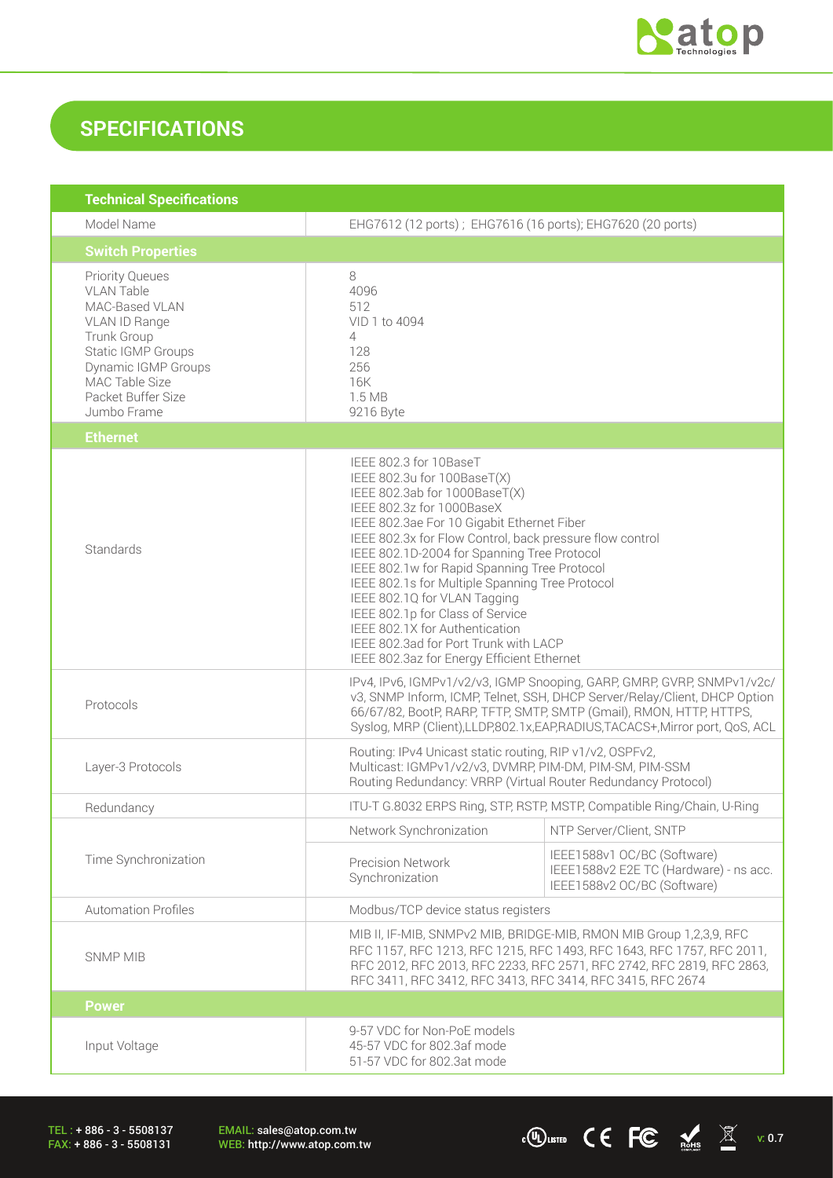## SPECIFICATIONS

| Technical Specifications | | |
|---|---|---|
| Model Name | EHG7612 (12 ports) ; EHG7616 (16 ports); EHG7620 (20 ports) | |
| **Switch Properties** | | |
| Priority Queues<br>VLAN Table<br>MAC-Based VLAN<br>VLAN ID Range<br>Trunk Group<br>Static IGMP Groups<br>Dynamic IGMP Groups<br>MAC Table Size<br>Packet Buffer Size<br>Jumbo Frame | 8<br>4096<br>512<br>VID 1 to 4094<br>4<br>128<br>256<br>16K<br>1.5 MB<br>9216 Byte | |
| **Ethernet** | | |
| Standards | IEEE 802.3 for 10BaseT<br>IEEE 802.3u for 100BaseT(X)<br>IEEE 802.3ab for 1000BaseT(X)<br>IEEE 802.3z for 1000BaseX<br>IEEE 802.3ae For 10 Gigabit Ethernet Fiber<br>IEEE 802.3x for Flow Control, back pressure flow control<br>IEEE 802.1D-2004 for Spanning Tree Protocol<br>IEEE 802.1w for Rapid Spanning Tree Protocol<br>IEEE 802.1s for Multiple Spanning Tree Protocol<br>IEEE 802.1Q for VLAN Tagging<br>IEEE 802.1p for Class of Service<br>IEEE 802.1X for Authentication<br>IEEE 802.3ad for Port Trunk with LACP<br>IEEE 802.3az for Energy Efficient Ethernet | |
| Protocols | IPv4, IPv6, IGMPv1/v2/v3, IGMP Snooping, GARP, GMRP, GVRP, SNMPv1/v2c/v3, SNMP Inform, ICMP, Telnet, SSH, DHCP Server/Relay/Client, DHCP Option 66/67/82, BootP, RARP, TFTP, SMTP, SMTP (Gmail), RMON, HTTP, HTTPS, Syslog, MRP (Client),LLDP,802.1x,EAP,RADIUS,TACACS+,Mirror port, QoS, ACL | |
| Layer-3 Protocols | Routing: IPv4 Unicast static routing, RIP v1/v2, OSPFv2,<br>Multicast: IGMPv1/v2/v3, DVMRP, PIM-DM, PIM-SM, PIM-SSM<br>Routing Redundancy: VRRP (Virtual Router Redundancy Protocol) | |
| Redundancy | ITU-T G.8032 ERPS Ring, STP, RSTP, MSTP, Compatible Ring/Chain, U-Ring | |
| Time Synchronization | Network Synchronization | NTP Server/Client, SNTP |
| | Precision Network Synchronization | IEEE1588v1 OC/BC (Software)<br>IEEE1588v2 E2E TC (Hardware) - ns acc.<br>IEEE1588v2 OC/BC (Software) |
| Automation Profiles | Modbus/TCP device status registers | |
| SNMP MIB | MIB II, IF-MIB, SNMPv2 MIB, BRIDGE-MIB, RMON MIB Group 1,2,3,9, RFC 1157, RFC 1213, RFC 1215, RFC 1493, RFC 1643, RFC 1757, RFC 2011, RFC 2012, RFC 2013, RFC 2233, RFC 2571, RFC 2742, RFC 2819, RFC 2863, RFC 3411, RFC 3412, RFC 3413, RFC 3414, RFC 3415, RFC 2674 | |
| **Power** | | |
| Input Voltage | 9-57 VDC for Non-PoE models<br>45-57 VDC for 802.3af mode<br>51-57 VDC for 802.3at mode | |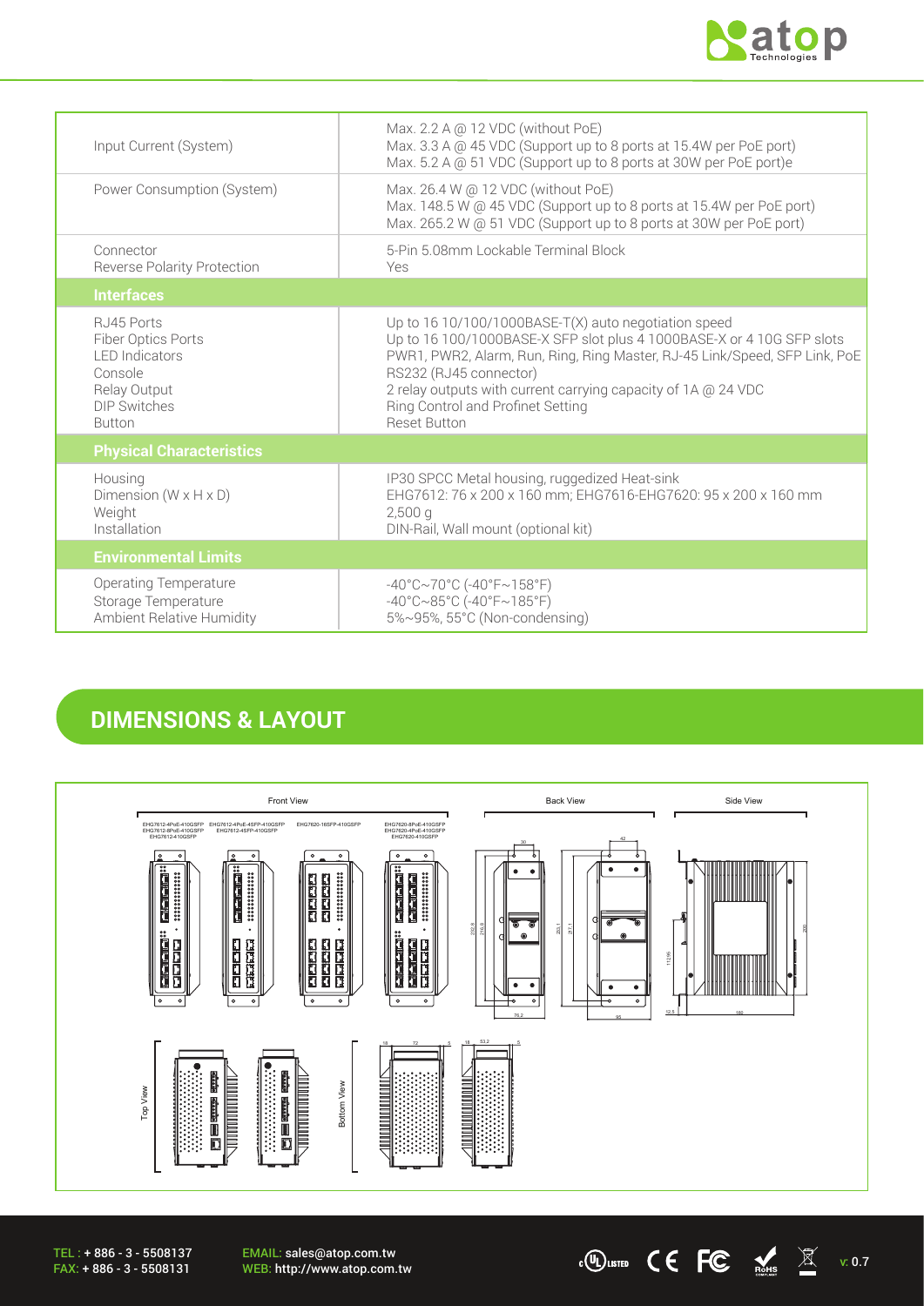| | |
|---|---|
| Input Current (System) | Max. 2.2 A @ 12 VDC (without PoE)<br>Max. 3.3 A @ 45 VDC (Support up to 8 ports at 15.4W per PoE port)<br>Max. 5.2 A @ 51 VDC (Support up to 8 ports at 30W per PoE port)e |
| Power Consumption (System) | Max. 26.4 W @ 12 VDC (without PoE)<br>Max. 148.5 W @ 45 VDC (Support up to 8 ports at 15.4W per PoE port)<br>Max. 265.2 W @ 51 VDC (Support up to 8 ports at 30W per PoE port) |
| Connector<br>Reverse Polarity Protection | 5-Pin 5.08mm Lockable Terminal Block<br>Yes |
| **Interfaces** | |
| RJ45 Ports<br>Fiber Optics Ports<br>LED Indicators<br>Console<br>Relay Output<br>DIP Switches<br>Button | Up to 16 10/100/1000BASE-T(X) auto negotiation speed<br>Up to 16 100/1000BASE-X SFP slot plus 4 1000BASE-X or 4 10G SFP slots<br>PWR1, PWR2, Alarm, Run, Ring, Ring Master, RJ-45 Link/Speed, SFP Link, PoE<br>RS232 (RJ45 connector)<br>2 relay outputs with current carrying capacity of 1A @ 24 VDC<br>Ring Control and Profinet Setting<br>Reset Button |
| **Physical Characteristics** | |
| Housing<br>Dimension (W x H x D)<br>Weight<br>Installation | IP30 SPCC Metal housing, ruggedized Heat-sink<br>EHG7612: 76 x 200 x 160 mm; EHG7616-EHG7620: 95 x 200 x 160 mm<br>2,500 g<br>DIN-Rail, Wall mount (optional kit) |
| **Environmental Limits** | |
| Operating Temperature<br>Storage Temperature<br>Ambient Relative Humidity | -40°C~70°C (-40°F~158°F)<br>-40°C~85°C (-40°F~185°F)<br>5%~95%, 55°C (Non-condensing) |

## DIMENSIONS & LAYOUT

Front View | Back View | Side View

EHG7612-4PoE-410GSFP, EHG7612-8PoE-410GSFP, EHG7612-410GSFP | EHG7612-4PoE-4SFP-410GSFP, EHG7612-4SFP-410GSFP | EHG7620-16SFP-410GSFP | EHG7620-8PoE-410GSFP, EHG7620-4PoE-410GSFP, EHG7620-410GSFP

Top View | Bottom View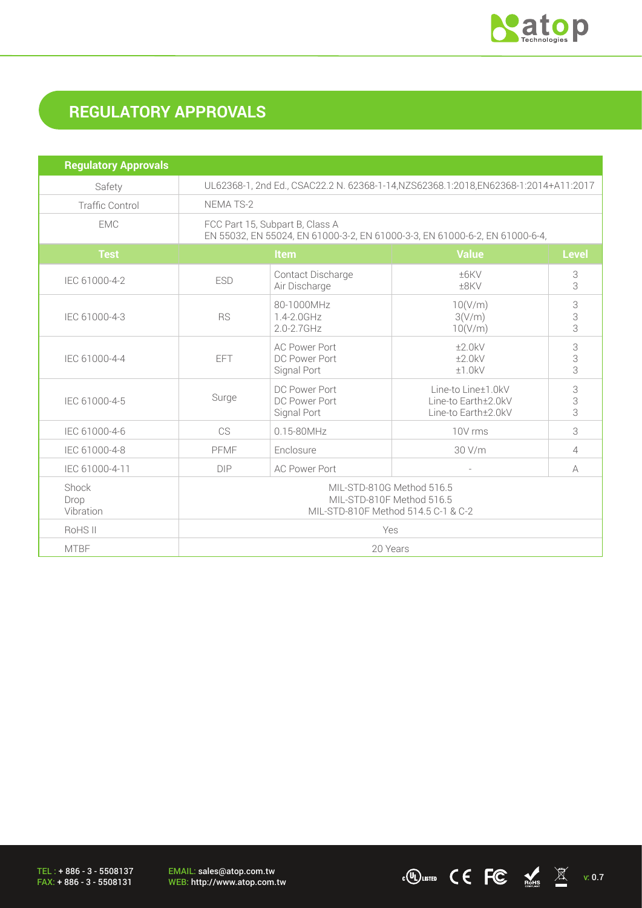## REGULATORY APPROVALS

| Regulatory Approvals | | | | |
|---|---|---|---|---|
| Safety | UL62368-1, 2nd Ed., CSAC22.2 N. 62368-1-14,NZS62368.1:2018,EN62368-1:2014+A11:2017 | | | |
| Traffic Control | NEMA TS-2 | | | |
| EMC | FCC Part 15, Subpart B, Class A<br>EN 55032, EN 55024, EN 61000-3-2, EN 61000-3-3, EN 61000-6-2, EN 61000-6-4, | | | |
| **Test** | **Item** | | **Value** | **Level** |
| IEC 61000-4-2 | ESD | Contact Discharge<br>Air Discharge | ±6KV<br>±8KV | 3<br>3 |
| IEC 61000-4-3 | RS | 80-1000MHz<br>1.4-2.0GHz<br>2.0-2.7GHz | 10(V/m)<br>3(V/m)<br>10(V/m) | 3<br>3<br>3 |
| IEC 61000-4-4 | EFT | AC Power Port<br>DC Power Port<br>Signal Port | ±2.0kV<br>±2.0kV<br>±1.0kV | 3<br>3<br>3 |
| IEC 61000-4-5 | Surge | DC Power Port<br>DC Power Port<br>Signal Port | Line-to Line±1.0kV<br>Line-to Earth±2.0kV<br>Line-to Earth±2.0kV | 3<br>3<br>3 |
| IEC 61000-4-6 | CS | 0.15-80MHz | 10V rms | 3 |
| IEC 61000-4-8 | PFMF | Enclosure | 30 V/m | 4 |
| IEC 61000-4-11 | DIP | AC Power Port | - | A |
| Shock<br>Drop<br>Vibration | MIL-STD-810G Method 516.5<br>MIL-STD-810F Method 516.5<br>MIL-STD-810F Method 514.5 C-1 & C-2 | | | |
| RoHS II | Yes | | | |
| MTBF | 20 Years | | | |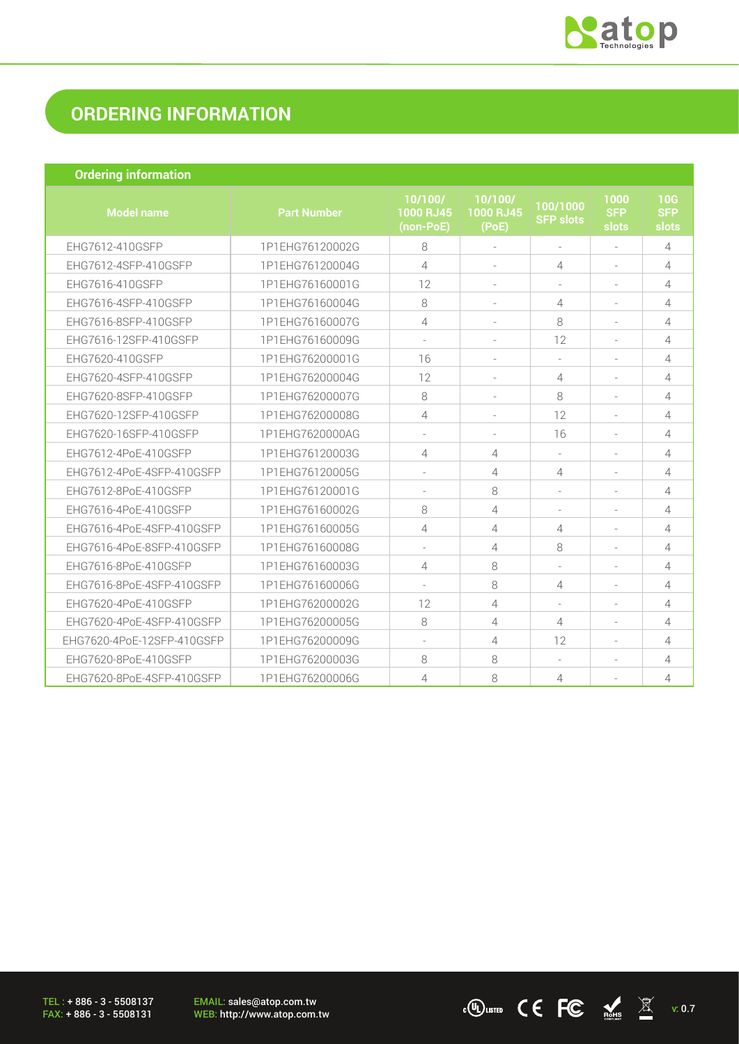## ORDERING INFORMATION

**Ordering information**

| Model name | Part Number | 10/100/1000 RJ45 (non-PoE) | 10/100/1000 RJ45 (PoE) | 100/1000 SFP slots | 1000 SFP slots | 10G SFP slots |
|---|---|---|---|---|---|---|
| EHG7612-410GSFP | 1P1EHG76120002G | 8 | - | - | - | 4 |
| EHG7612-4SFP-410GSFP | 1P1EHG76120004G | 4 | - | 4 | - | 4 |
| EHG7616-410GSFP | 1P1EHG76160001G | 12 | - | - | - | 4 |
| EHG7616-4SFP-410GSFP | 1P1EHG76160004G | 8 | - | 4 | - | 4 |
| EHG7616-8SFP-410GSFP | 1P1EHG76160007G | 4 | - | 8 | - | 4 |
| EHG7616-12SFP-410GSFP | 1P1EHG76160009G | - | - | 12 | - | 4 |
| EHG7620-410GSFP | 1P1EHG76200001G | 16 | - | - | - | 4 |
| EHG7620-4SFP-410GSFP | 1P1EHG76200004G | 12 | - | 4 | - | 4 |
| EHG7620-8SFP-410GSFP | 1P1EHG76200007G | 8 | - | 8 | - | 4 |
| EHG7620-12SFP-410GSFP | 1P1EHG76200008G | 4 | - | 12 | - | 4 |
| EHG7620-16SFP-410GSFP | 1P1EHG7620000AG | - | - | 16 | - | 4 |
| EHG7612-4PoE-410GSFP | 1P1EHG76120003G | 4 | 4 | - | - | 4 |
| EHG7612-4PoE-4SFP-410GSFP | 1P1EHG76120005G | - | 4 | 4 | - | 4 |
| EHG7612-8PoE-410GSFP | 1P1EHG76120001G | - | 8 | - | - | 4 |
| EHG7616-4PoE-410GSFP | 1P1EHG76160002G | 8 | 4 | - | - | 4 |
| EHG7616-4PoE-4SFP-410GSFP | 1P1EHG76160005G | 4 | 4 | 4 | - | 4 |
| EHG7616-4PoE-8SFP-410GSFP | 1P1EHG76160008G | - | 4 | 8 | - | 4 |
| EHG7616-8PoE-410GSFP | 1P1EHG76160003G | 4 | 8 | - | - | 4 |
| EHG7616-8PoE-4SFP-410GSFP | 1P1EHG76160006G | - | 8 | 4 | - | 4 |
| EHG7620-4PoE-410GSFP | 1P1EHG76200002G | 12 | 4 | - | - | 4 |
| EHG7620-4PoE-4SFP-410GSFP | 1P1EHG76200005G | 8 | 4 | 4 | - | 4 |
| EHG7620-4PoE-12SFP-410GSFP | 1P1EHG76200009G | - | 4 | 12 | - | 4 |
| EHG7620-8PoE-410GSFP | 1P1EHG76200003G | 8 | 8 | - | - | 4 |
| EHG7620-8PoE-4SFP-410GSFP | 1P1EHG76200006G | 4 | 8 | 4 | - | 4 |

TEL : + 886 - 3 - 5508137
FAX: + 886 - 3 - 5508131

EMAIL: sales@atop.com.tw
WEB: http://www.atop.com.tw

v: 0.7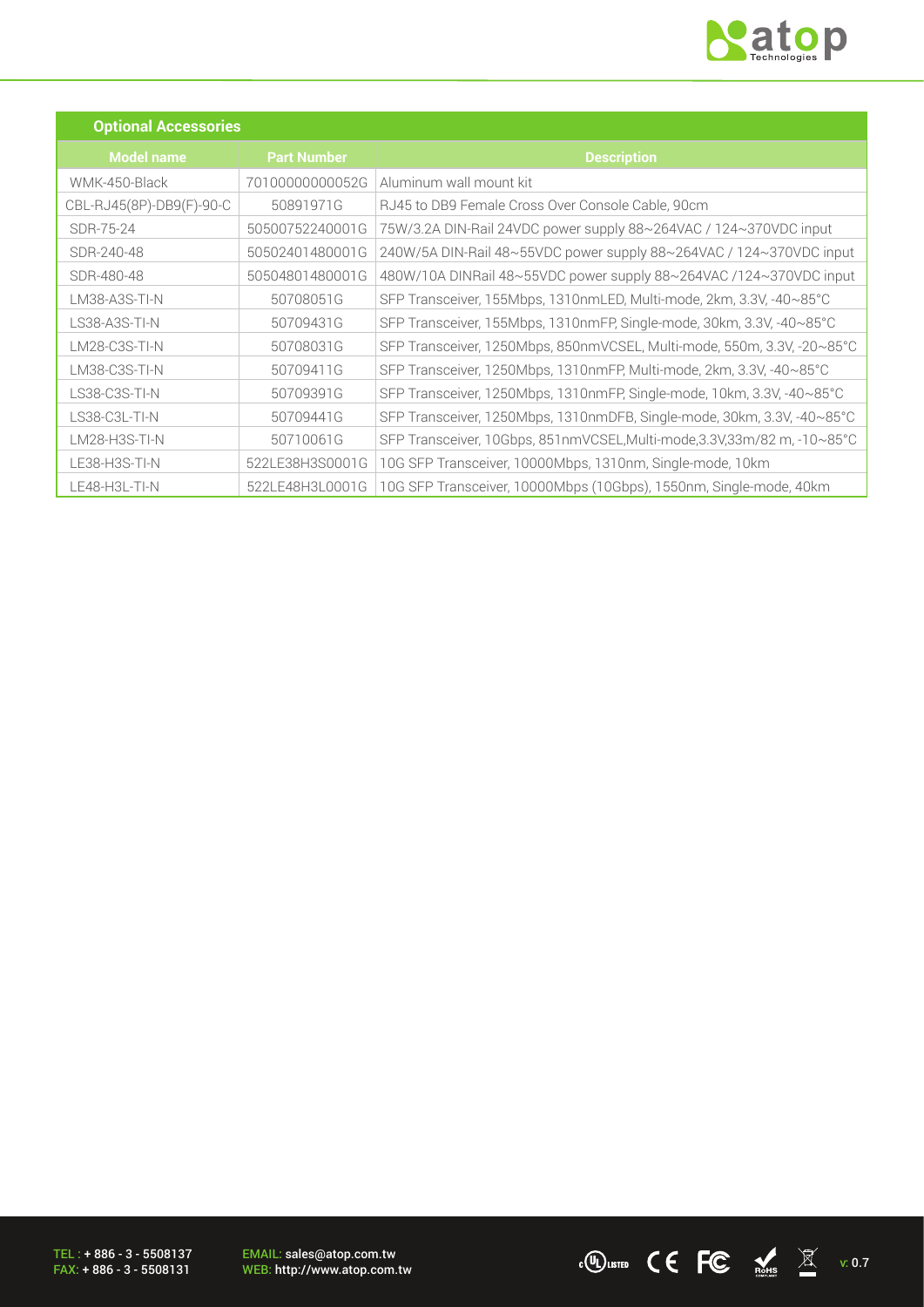## Optional Accessories

| Model name | Part Number | Description |
|---|---|---|
| WMK-450-Black | 70100000000052G | Aluminum wall mount kit |
| CBL-RJ45(8P)-DB9(F)-90-C | 50891971G | RJ45 to DB9 Female Cross Over Console Cable, 90cm |
| SDR-75-24 | 50500752240001G | 75W/3.2A DIN-Rail 24VDC power supply 88~264VAC / 124~370VDC input |
| SDR-240-48 | 50502401480001G | 240W/5A DIN-Rail 48~55VDC power supply 88~264VAC / 124~370VDC input |
| SDR-480-48 | 50504801480001G | 480W/10A DINRail 48~55VDC power supply 88~264VAC /124~370VDC input |
| LM38-A3S-TI-N | 50708051G | SFP Transceiver, 155Mbps, 1310nmLED, Multi-mode, 2km, 3.3V, -40~85°C |
| LS38-A3S-TI-N | 50709431G | SFP Transceiver, 155Mbps, 1310nmFP, Single-mode, 30km, 3.3V, -40~85°C |
| LM28-C3S-TI-N | 50708031G | SFP Transceiver, 1250Mbps, 850nmVCSEL, Multi-mode, 550m, 3.3V, -20~85°C |
| LM38-C3S-TI-N | 50709411G | SFP Transceiver, 1250Mbps, 1310nmFP, Multi-mode, 2km, 3.3V, -40~85°C |
| LS38-C3S-TI-N | 50709391G | SFP Transceiver, 1250Mbps, 1310nmFP, Single-mode, 10km, 3.3V, -40~85°C |
| LS38-C3L-TI-N | 50709441G | SFP Transceiver, 1250Mbps, 1310nmDFB, Single-mode, 30km, 3.3V, -40~85°C |
| LM28-H3S-TI-N | 50710061G | SFP Transceiver, 10Gbps, 851nmVCSEL,Multi-mode,3.3V,33m/82 m, -10~85°C |
| LE38-H3S-TI-N | 522LE38H3S0001G | 10G SFP Transceiver, 10000Mbps, 1310nm, Single-mode, 10km |
| LE48-H3L-TI-N | 522LE48H3L0001G | 10G SFP Transceiver, 10000Mbps (10Gbps), 1550nm, Single-mode, 40km |

TEL : + 886 - 3 - 5508137
FAX: + 886 - 3 - 5508131

EMAIL: sales@atop.com.tw
WEB: http://www.atop.com.tw

v: 0.7